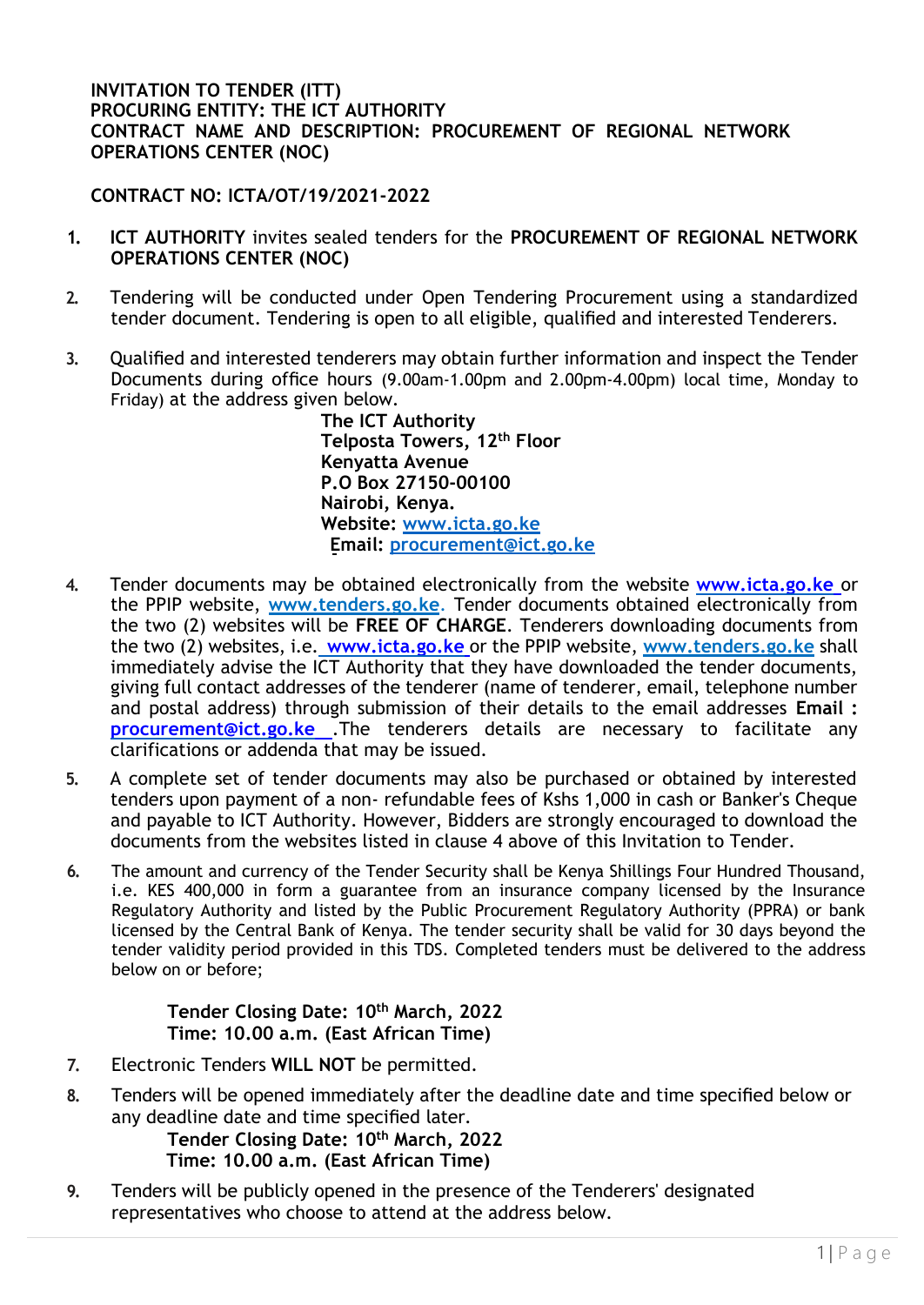**INVITATION TO TENDER (ITT)**
**PROCURING ENTITY: THE ICT AUTHORITY**
**CONTRACT NAME AND DESCRIPTION: PROCUREMENT OF REGIONAL NETWORK OPERATIONS CENTER (NOC)**

**CONTRACT NO: ICTA/OT/19/2021-2022**

1. **ICT AUTHORITY** invites sealed tenders for the **PROCUREMENT OF REGIONAL NETWORK OPERATIONS CENTER (NOC)**

2. Tendering will be conducted under Open Tendering Procurement using a standardized tender document. Tendering is open to all eligible, qualified and interested Tenderers.

3. Qualified and interested tenderers may obtain further information and inspect the Tender Documents during office hours (9.00am-1.00pm and 2.00pm-4.00pm) local time, Monday to Friday) at the address given below.

   **The ICT Authority**
   **Telposta Towers, 12th Floor**
   **Kenyatta Avenue**
   **P.O Box 27150-00100**
   **Nairobi, Kenya.**
   **Website:** www.icta.go.ke
   **Email:** procurement@ict.go.ke

4. Tender documents may be obtained electronically from the website **www.icta.go.ke** or the PPIP website, **www.tenders.go.ke**. Tender documents obtained electronically from the two (2) websites will be **FREE OF CHARGE**. Tenderers downloading documents from the two (2) websites, i.e. **www.icta.go.ke** or the PPIP website, **www.tenders.go.ke** shall immediately advise the ICT Authority that they have downloaded the tender documents, giving full contact addresses of the tenderer (name of tenderer, email, telephone number and postal address) through submission of their details to the email addresses **Email : procurement@ict.go.ke** .The tenderers details are necessary to facilitate any clarifications or addenda that may be issued.

5. A complete set of tender documents may also be purchased or obtained by interested tenders upon payment of a non- refundable fees of Kshs 1,000 in cash or Banker's Cheque and payable to ICT Authority. However, Bidders are strongly encouraged to download the documents from the websites listed in clause 4 above of this Invitation to Tender.

6. The amount and currency of the Tender Security shall be Kenya Shillings Four Hundred Thousand, i.e. KES 400,000 in form a guarantee from an insurance company licensed by the Insurance Regulatory Authority and listed by the Public Procurement Regulatory Authority (PPRA) or bank licensed by the Central Bank of Kenya. The tender security shall be valid for 30 days beyond the tender validity period provided in this TDS. Completed tenders must be delivered to the address below on or before;

   **Tender Closing Date: 10th March, 2022**
   **Time: 10.00 a.m. (East African Time)**

7. Electronic Tenders **WILL NOT** be permitted.

8. Tenders will be opened immediately after the deadline date and time specified below or any deadline date and time specified later.

   **Tender Closing Date: 10th March, 2022**
   **Time: 10.00 a.m. (East African Time)**

9. Tenders will be publicly opened in the presence of the Tenderers' designated representatives who choose to attend at the address below.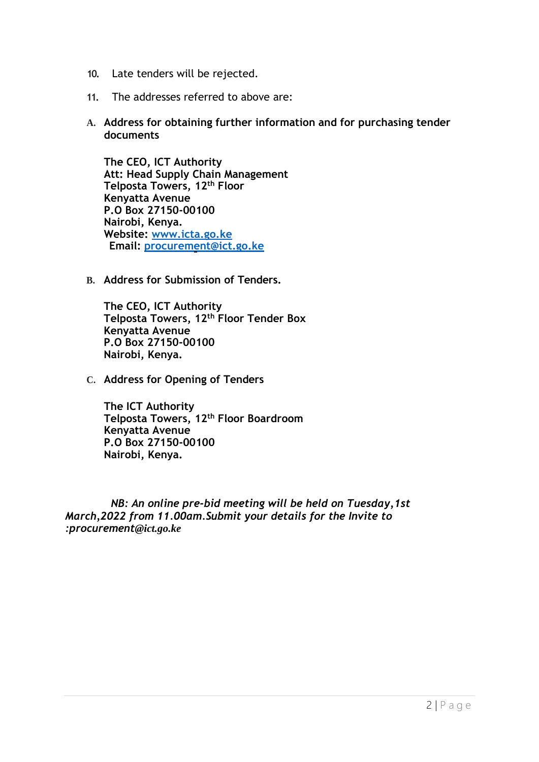10. Late tenders will be rejected.

11. The addresses referred to above are:

**A. Address for obtaining further information and for purchasing tender documents**

**The CEO, ICT Authority**
**Att: Head Supply Chain Management**
**Telposta Towers, 12th Floor**
**Kenyatta Avenue**
**P.O Box 27150-00100**
**Nairobi, Kenya.**
**Website: www.icta.go.ke**
**Email: procurement@ict.go.ke**

**B. Address for Submission of Tenders.**

**The CEO, ICT Authority**
**Telposta Towers, 12th Floor Tender Box**
**Kenyatta Avenue**
**P.O Box 27150-00100**
**Nairobi, Kenya.**

**C. Address for Opening of Tenders**

**The ICT Authority**
**Telposta Towers, 12th Floor Boardroom**
**Kenyatta Avenue**
**P.O Box 27150-00100**
**Nairobi, Kenya.**

***NB: An online pre-bid meeting will be held on Tuesday,1st March,2022 from 11.00am.Submit your details for the Invite to :procurement@ict.go.ke***